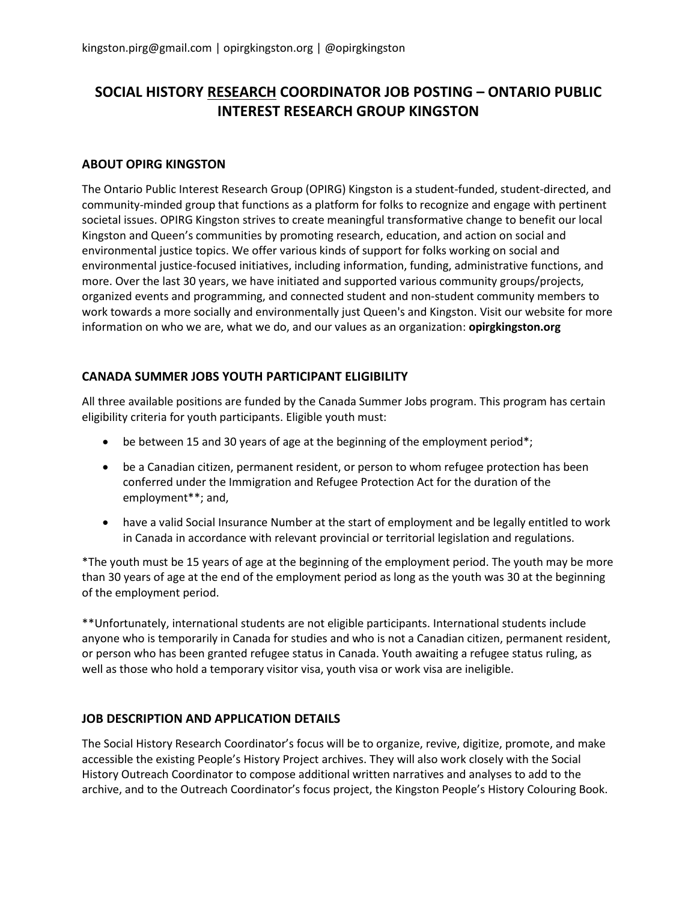kingston.pirg@gmail.com | opirgkingston.org | @opirgkingston

# SOCIAL HISTORY <u>RESEARCH</u> COORDINATOR JOB POSTING – ONTARIO PUBLIC INTEREST RESEARCH GROUP KINGSTON

## ABOUT OPIRG KINGSTON

The Ontario Public Interest Research Group (OPIRG) Kingston is a student-funded, student-directed, and community-minded group that functions as a platform for folks to recognize and engage with pertinent societal issues. OPIRG Kingston strives to create meaningful transformative change to benefit our local Kingston and Queen's communities by promoting research, education, and action on social and environmental justice topics. We offer various kinds of support for folks working on social and environmental justice-focused initiatives, including information, funding, administrative functions, and more. Over the last 30 years, we have initiated and supported various community groups/projects, organized events and programming, and connected student and non-student community members to work towards a more socially and environmentally just Queen's and Kingston. Visit our website for more information on who we are, what we do, and our values as an organization: **opirgkingston.org**

## CANADA SUMMER JOBS YOUTH PARTICIPANT ELIGIBILITY

All three available positions are funded by the Canada Summer Jobs program. This program has certain eligibility criteria for youth participants. Eligible youth must:

- be between 15 and 30 years of age at the beginning of the employment period*;
- be a Canadian citizen, permanent resident, or person to whom refugee protection has been conferred under the Immigration and Refugee Protection Act for the duration of the employment**; and,
- have a valid Social Insurance Number at the start of employment and be legally entitled to work in Canada in accordance with relevant provincial or territorial legislation and regulations.

*The youth must be 15 years of age at the beginning of the employment period. The youth may be more than 30 years of age at the end of the employment period as long as the youth was 30 at the beginning of the employment period.

**Unfortunately, international students are not eligible participants. International students include anyone who is temporarily in Canada for studies and who is not a Canadian citizen, permanent resident, or person who has been granted refugee status in Canada. Youth awaiting a refugee status ruling, as well as those who hold a temporary visitor visa, youth visa or work visa are ineligible.

## JOB DESCRIPTION AND APPLICATION DETAILS

The Social History Research Coordinator's focus will be to organize, revive, digitize, promote, and make accessible the existing People's History Project archives. They will also work closely with the Social History Outreach Coordinator to compose additional written narratives and analyses to add to the archive, and to the Outreach Coordinator's focus project, the Kingston People's History Colouring Book.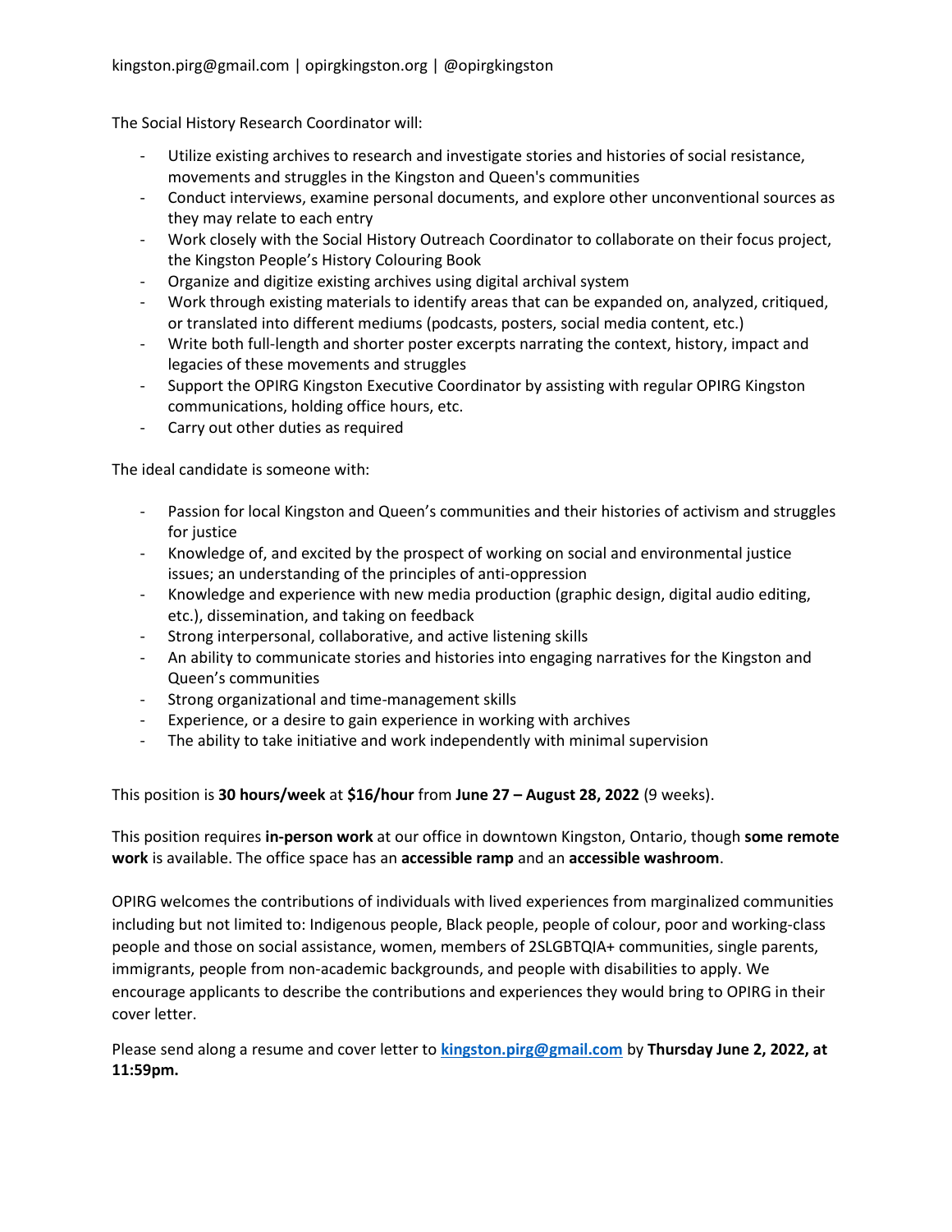kingston.pirg@gmail.com | opirgkingston.org | @opirgkingston

The Social History Research Coordinator will:

- Utilize existing archives to research and investigate stories and histories of social resistance, movements and struggles in the Kingston and Queen's communities
- Conduct interviews, examine personal documents, and explore other unconventional sources as they may relate to each entry
- Work closely with the Social History Outreach Coordinator to collaborate on their focus project, the Kingston People's History Colouring Book
- Organize and digitize existing archives using digital archival system
- Work through existing materials to identify areas that can be expanded on, analyzed, critiqued, or translated into different mediums (podcasts, posters, social media content, etc.)
- Write both full-length and shorter poster excerpts narrating the context, history, impact and legacies of these movements and struggles
- Support the OPIRG Kingston Executive Coordinator by assisting with regular OPIRG Kingston communications, holding office hours, etc.
- Carry out other duties as required

The ideal candidate is someone with:

- Passion for local Kingston and Queen's communities and their histories of activism and struggles for justice
- Knowledge of, and excited by the prospect of working on social and environmental justice issues; an understanding of the principles of anti-oppression
- Knowledge and experience with new media production (graphic design, digital audio editing, etc.), dissemination, and taking on feedback
- Strong interpersonal, collaborative, and active listening skills
- An ability to communicate stories and histories into engaging narratives for the Kingston and Queen's communities
- Strong organizational and time-management skills
- Experience, or a desire to gain experience in working with archives
- The ability to take initiative and work independently with minimal supervision

This position is **30 hours/week** at **$16/hour** from **June 27 – August 28, 2022** (9 weeks).

This position requires **in-person work** at our office in downtown Kingston, Ontario, though **some remote work** is available. The office space has an **accessible ramp** and an **accessible washroom**.

OPIRG welcomes the contributions of individuals with lived experiences from marginalized communities including but not limited to: Indigenous people, Black people, people of colour, poor and working-class people and those on social assistance, women, members of 2SLGBTQIA+ communities, single parents, immigrants, people from non-academic backgrounds, and people with disabilities to apply. We encourage applicants to describe the contributions and experiences they would bring to OPIRG in their cover letter.

Please send along a resume and cover letter to **kingston.pirg@gmail.com** by **Thursday June 2, 2022, at 11:59pm.**